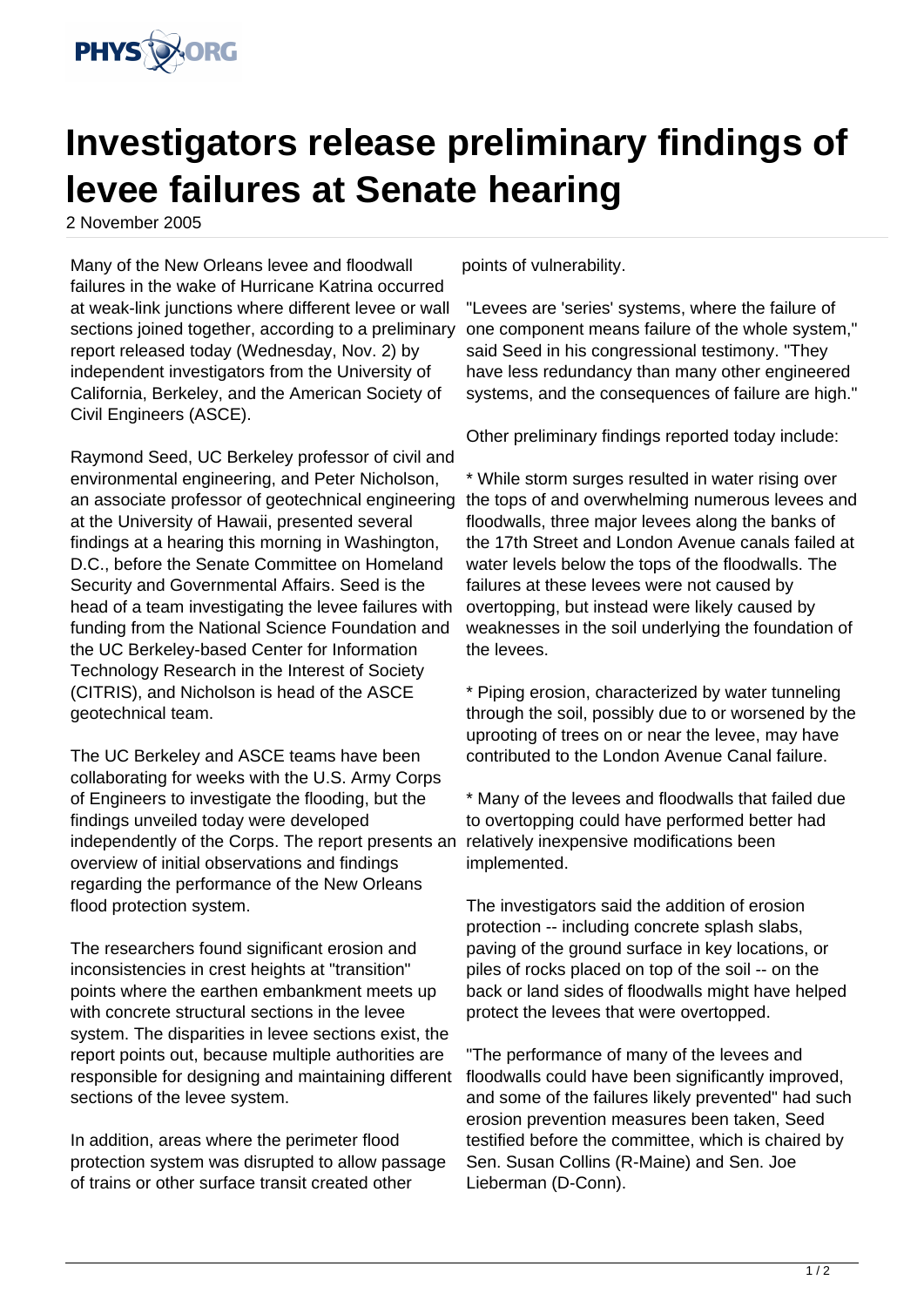# Investigators release preliminary findings of levee failures at Senate hearing

2 November 2005

Many of the New Orleans levee and floodwall failures in the wake of Hurricane Katrina occurred at weak-link junctions where different levee or wall sections joined together, according to a preliminary report released today (Wednesday, Nov. 2) by independent investigators from the University of California, Berkeley, and the American Society of Civil Engineers (ASCE).

Raymond Seed, UC Berkeley professor of civil and environmental engineering, and Peter Nicholson, an associate professor of geotechnical engineering at the University of Hawaii, presented several findings at a hearing this morning in Washington, D.C., before the Senate Committee on Homeland Security and Governmental Affairs. Seed is the head of a team investigating the levee failures with funding from the National Science Foundation and the UC Berkeley-based Center for Information Technology Research in the Interest of Society (CITRIS), and Nicholson is head of the ASCE geotechnical team.

The UC Berkeley and ASCE teams have been collaborating for weeks with the U.S. Army Corps of Engineers to investigate the flooding, but the findings unveiled today were developed independently of the Corps. The report presents an overview of initial observations and findings regarding the performance of the New Orleans flood protection system.

The researchers found significant erosion and inconsistencies in crest heights at "transition" points where the earthen embankment meets up with concrete structural sections in the levee system. The disparities in levee sections exist, the report points out, because multiple authorities are responsible for designing and maintaining different sections of the levee system.

In addition, areas where the perimeter flood protection system was disrupted to allow passage of trains or other surface transit created other points of vulnerability.

"Levees are 'series' systems, where the failure of one component means failure of the whole system," said Seed in his congressional testimony. "They have less redundancy than many other engineered systems, and the consequences of failure are high."

Other preliminary findings reported today include:

* While storm surges resulted in water rising over the tops of and overwhelming numerous levees and floodwalls, three major levees along the banks of the 17th Street and London Avenue canals failed at water levels below the tops of the floodwalls. The failures at these levees were not caused by overtopping, but instead were likely caused by weaknesses in the soil underlying the foundation of the levees.

* Piping erosion, characterized by water tunneling through the soil, possibly due to or worsened by the uprooting of trees on or near the levee, may have contributed to the London Avenue Canal failure.

* Many of the levees and floodwalls that failed due to overtopping could have performed better had relatively inexpensive modifications been implemented.

The investigators said the addition of erosion protection -- including concrete splash slabs, paving of the ground surface in key locations, or piles of rocks placed on top of the soil -- on the back or land sides of floodwalls might have helped protect the levees that were overtopped.

"The performance of many of the levees and floodwalls could have been significantly improved, and some of the failures likely prevented" had such erosion prevention measures been taken, Seed testified before the committee, which is chaired by Sen. Susan Collins (R-Maine) and Sen. Joe Lieberman (D-Conn).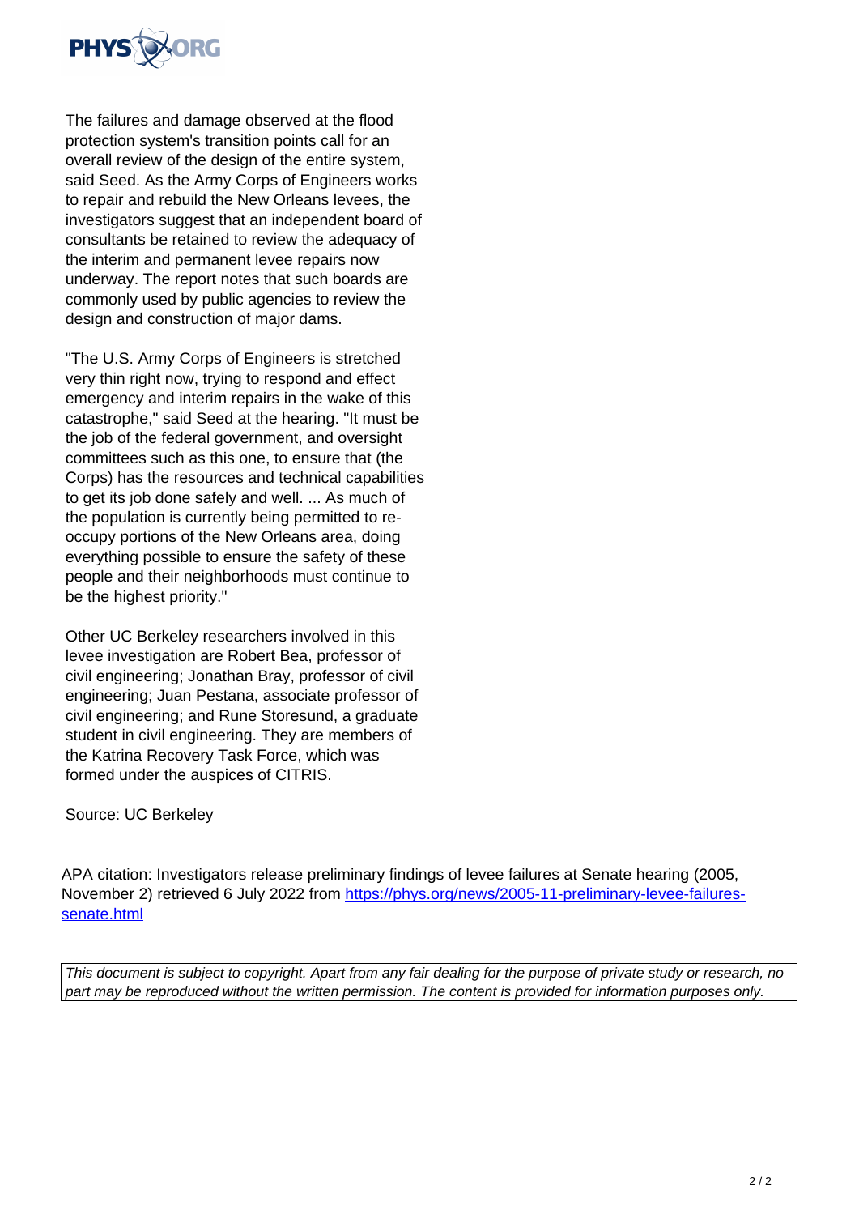The failures and damage observed at the flood protection system's transition points call for an overall review of the design of the entire system, said Seed. As the Army Corps of Engineers works to repair and rebuild the New Orleans levees, the investigators suggest that an independent board of consultants be retained to review the adequacy of the interim and permanent levee repairs now underway. The report notes that such boards are commonly used by public agencies to review the design and construction of major dams.

"The U.S. Army Corps of Engineers is stretched very thin right now, trying to respond and effect emergency and interim repairs in the wake of this catastrophe," said Seed at the hearing. "It must be the job of the federal government, and oversight committees such as this one, to ensure that (the Corps) has the resources and technical capabilities to get its job done safely and well. ... As much of the population is currently being permitted to re-occupy portions of the New Orleans area, doing everything possible to ensure the safety of these people and their neighborhoods must continue to be the highest priority."

Other UC Berkeley researchers involved in this levee investigation are Robert Bea, professor of civil engineering; Jonathan Bray, professor of civil engineering; Juan Pestana, associate professor of civil engineering; and Rune Storesund, a graduate student in civil engineering. They are members of the Katrina Recovery Task Force, which was formed under the auspices of CITRIS.

Source: UC Berkeley

APA citation: Investigators release preliminary findings of levee failures at Senate hearing (2005, November 2) retrieved 6 July 2022 from https://phys.org/news/2005-11-preliminary-levee-failures-senate.html

*This document is subject to copyright. Apart from any fair dealing for the purpose of private study or research, no part may be reproduced without the written permission. The content is provided for information purposes only.*